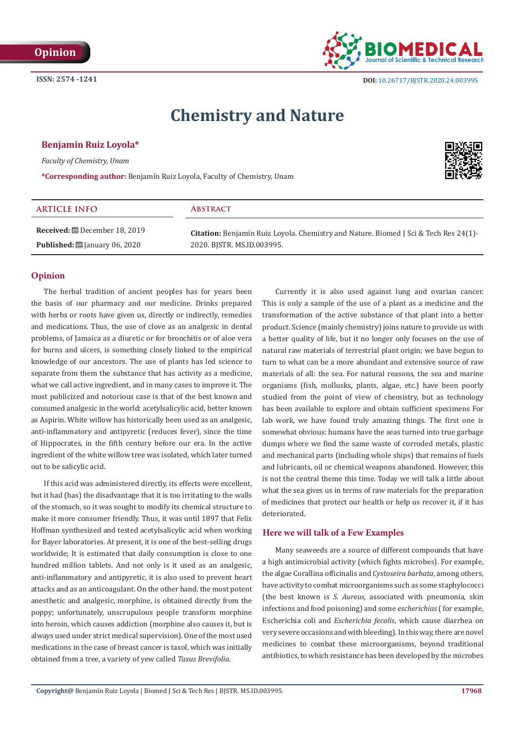Opinion

ISSN: 2574 -1241

DOI: 10.26717/BJSTR.2020.24.003995

# Chemistry and Nature

**Benjamín Ruiz Loyola***

*Faculty of Chemistry, Unam*

***Corresponding author:** Benjamín Ruiz Loyola, Faculty of Chemistry, Unam

| ARTICLE INFO | ABSTRACT |
| --- | --- |
| **Received:** December 18, 2019<br>**Published:** January 06, 2020 | **Citation:** Benjamín Ruiz Loyola. Chemistry and Nature. Biomed J Sci & Tech Res 24(1)-2020. BJSTR. MS.ID.003995. |

## Opinion

The herbal tradition of ancient peoples has for years been the basis of our pharmacy and our medicine. Drinks prepared with herbs or roots have given us, directly or indirectly, remedies and medications. Thus, the use of clove as an analgesic in dental problems, of Jamaica as a diuretic or for bronchitis or of aloe vera for burns and ulcers, is something closely linked to the empirical knowledge of our ancestors. The use of plants has led science to separate from them the substance that has activity as a medicine, what we call active ingredient, and in many cases to improve it. The most publicized and notorious case is that of the best known and consumed analgesic in the world: acetylsalicylic acid, better known as Aspirin. White willow has historically been used as an analgesic, anti-inflammatory and antipyretic (reduces fever), since the time of Hippocrates, in the fifth century before our era. In the active ingredient of the white willow tree was isolated, which later turned out to be salicylic acid.

If this acid was administered directly, its effects were excellent, but it had (has) the disadvantage that it is too irritating to the walls of the stomach, so it was sought to modify its chemical structure to make it more consumer friendly. Thus, it was until 1897 that Felix Hoffman synthesized and tested acetylsalicylic acid when working for Bayer laboratories. At present, it is one of the best-selling drugs worldwide; It is estimated that daily consumption is close to one hundred million tablets. And not only is it used as an analgesic, anti-inflammatory and antipyretic, it is also used to prevent heart attacks and as an anticoagulant. On the other hand, the most potent anesthetic and analgesic, morphine, is obtained directly from the poppy; unfortunately, unscrupulous people transform morphine into heroin, which causes addiction (morphine also causes it, but is always used under strict medical supervision). One of the most used medications in the case of breast cancer is taxol, which was initially obtained from a tree, a variety of yew called *Taxus Brevifolia*.

Currently it is also used against lung and ovarian cancer. This is only a sample of the use of a plant as a medicine and the transformation of the active substance of that plant into a better product. Science (mainly chemistry) joins nature to provide us with a better quality of life, but it no longer only focuses on the use of natural raw materials of terrestrial plant origin; we have begun to turn to what can be a more abundant and extensive source of raw materials of all: the sea. For natural reasons, the sea and marine organisms (fish, mollusks, plants, algae, etc.) have been poorly studied from the point of view of chemistry, but as technology has been available to explore and obtain sufficient specimens For lab work, we have found truly amazing things. The first one is somewhat obvious: humans have the seas turned into true garbage dumps where we find the same waste of corroded metals, plastic and mechanical parts (including whole ships) that remains of fuels and lubricants, oil or chemical weapons abandoned. However, this is not the central theme this time. Today we will talk a little about what the sea gives us in terms of raw materials for the preparation of medicines that protect our health or help us recover it, if it has deteriorated.

## Here we will talk of a Few Examples

Many seaweeds are a source of different compounds that have a high antimicrobial activity (which fights microbes). For example, the algae Corallina officinalis and *Cystoseira barbata*, among others, have activity to combat microorganisms such as some staphylococci (the best known is *S. Aureus*, associated with pneumonia, skin infections and food poisoning) and some *escherichias* ( for example, Escherichia coli and *Escherichia fecalis*, which cause diarrhea on very severe occasions and with bleeding). In this way, there are novel medicines to combat these microorganisms, beyond traditional antibiotics, to which resistance has been developed by the microbes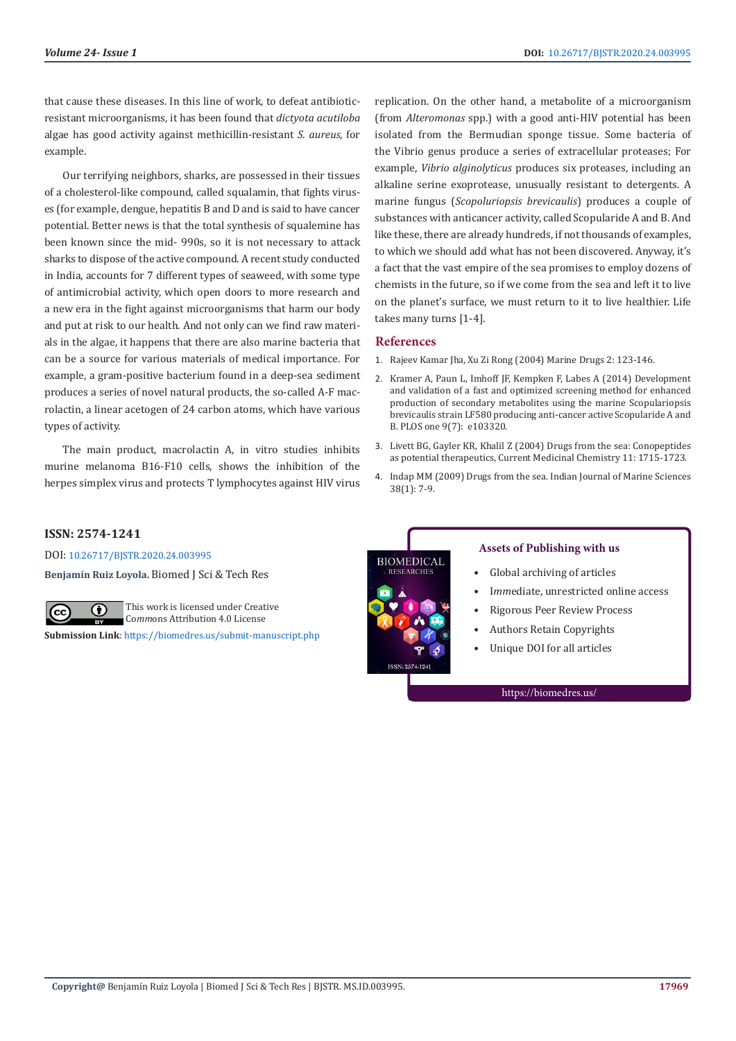that cause these diseases. In this line of work, to defeat antibiotic-resistant microorganisms, it has been found that *dictyota acutiloba* algae has good activity against methicillin-resistant *S. aureus*, for example.

Our terrifying neighbors, sharks, are possessed in their tissues of a cholesterol-like compound, called squalamin, that fights viruses (for example, dengue, hepatitis B and D and is said to have cancer potential. Better news is that the total synthesis of squalemine has been known since the mid- 990s, so it is not necessary to attack sharks to dispose of the active compound. A recent study conducted in India, accounts for 7 different types of seaweed, with some type of antimicrobial activity, which open doors to more research and a new era in the fight against microorganisms that harm our body and put at risk to our health. And not only can we find raw materials in the algae, it happens that there are also marine bacteria that can be a source for various materials of medical importance. For example, a gram-positive bacterium found in a deep-sea sediment produces a series of novel natural products, the so-called A-F macrolactin, a linear acetogen of 24 carbon atoms, which have various types of activity.

The main product, macrolactin A, in vitro studies inhibits murine melanoma B16-F10 cells, shows the inhibition of the herpes simplex virus and protects T lymphocytes against HIV virus replication. On the other hand, a metabolite of a microorganism (from *Alteromonas* spp.) with a good anti-HIV potential has been isolated from the Bermudian sponge tissue. Some bacteria of the Vibrio genus produce a series of extracellular proteases; For example, *Vibrio alginolyticus* produces six proteases, including an alkaline serine exoprotease, unusually resistant to detergents. A marine fungus (*Scopoluriopsis brevicaulis*) produces a couple of substances with anticancer activity, called Scopularide A and B. And like these, there are already hundreds, if not thousands of examples, to which we should add what has not been discovered. Anyway, it's a fact that the vast empire of the sea promises to employ dozens of chemists in the future, so if we come from the sea and left it to live on the planet's surface, we must return to it to live healthier. Life takes many turns [1-4].

## References

1. Rajeev Kamar Jha, Xu Zi Rong (2004) Marine Drugs 2: 123-146.
2. Kramer A, Paun L, Imhoff JF, Kempken F, Labes A (2014) Development and validation of a fast and optimized screening method for enhanced production of secondary metabolites using the marine Scopulariopsis brevicaulis strain LF580 producing anti-cancer active Scopularide A and B. PLOS one 9(7): e103320.
3. Livett BG, Gayler KR, Khalil Z (2004) Drugs from the sea: Conopeptides as potential therapeutics, Current Medicinal Chemistry 11: 1715-1723.
4. Indap MM (2009) Drugs from the sea. Indian Journal of Marine Sciences 38(1): 7-9.

**ISSN: 2574-1241**

DOI: 10.26717/BJSTR.2020.24.003995

**Benjamín Ruiz Loyola.** Biomed J Sci & Tech Res

This work is licensed under Creative Commons Attribution 4.0 License

**Submission Link**: https://biomedres.us/submit-manuscript.php

**Assets of Publishing with us**

- Global archiving of articles
- Immediate, unrestricted online access
- Rigorous Peer Review Process
- Authors Retain Copyrights
- Unique DOI for all articles

https://biomedres.us/